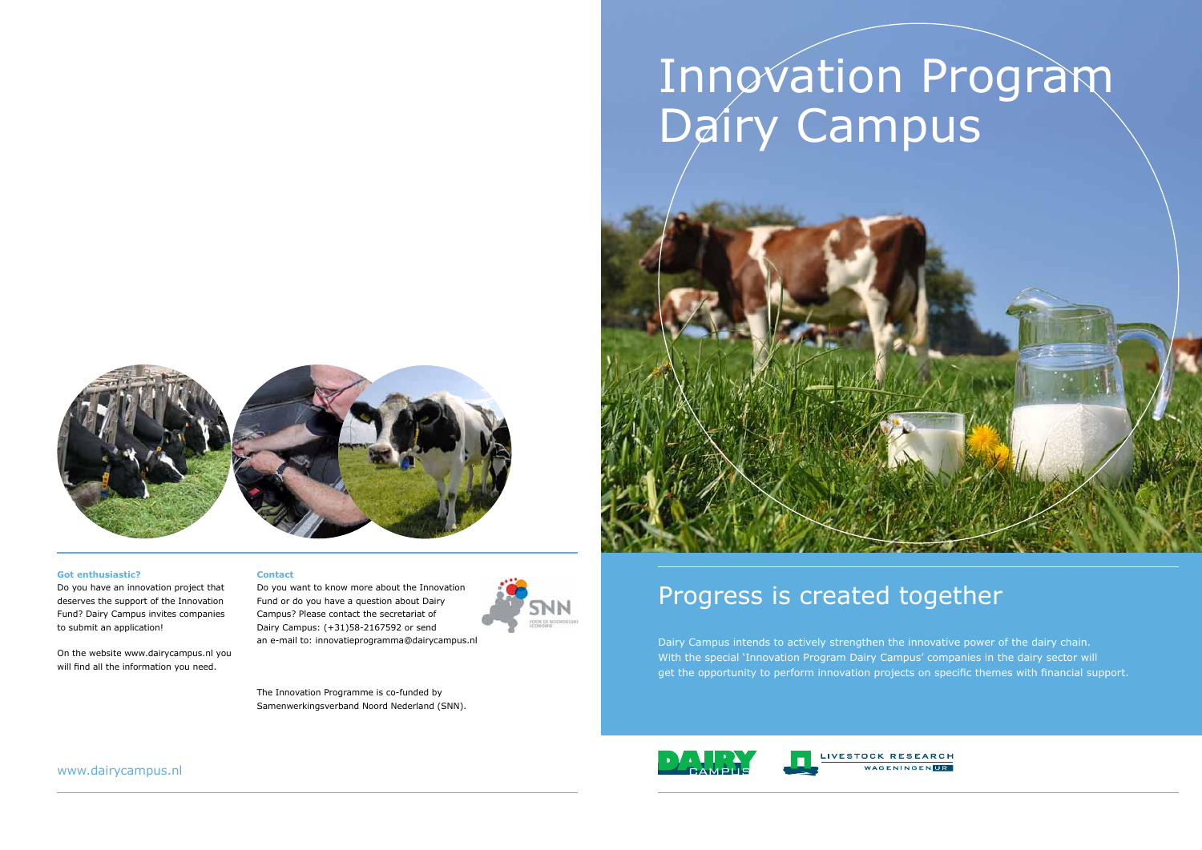# Innovation Program Dairy Campus

## Progress is created together

Dairy Campus intends to actively strengthen the innovative power of the dairy chain. With the special 'Innovation Program Dairy Campus' companies in the dairy sector will get the opportunity to perform innovation projects on specific themes with financial support.

**Got enthusiastic?**

Do you have an innovation project that deserves the support of the Innovation Fund? Dairy Campus invites companies to submit an application!

On the website www.dairycampus.nl you will find all the information you need.

**Contact**

Do you want to know more about the Innovation Fund or do you have a question about Dairy Campus? Please contact the secretariat of Dairy Campus: (+31)58-2167592 or send an e-mail to: innovatieprogramma@dairycampus.nl

The Innovation Programme is co-funded by Samenwerkingsverband Noord Nederland (SNN).

www.dairycampus.nl

DAIRY CAMPUS

LIVESTOCK RESEARCH WAGENINGEN UR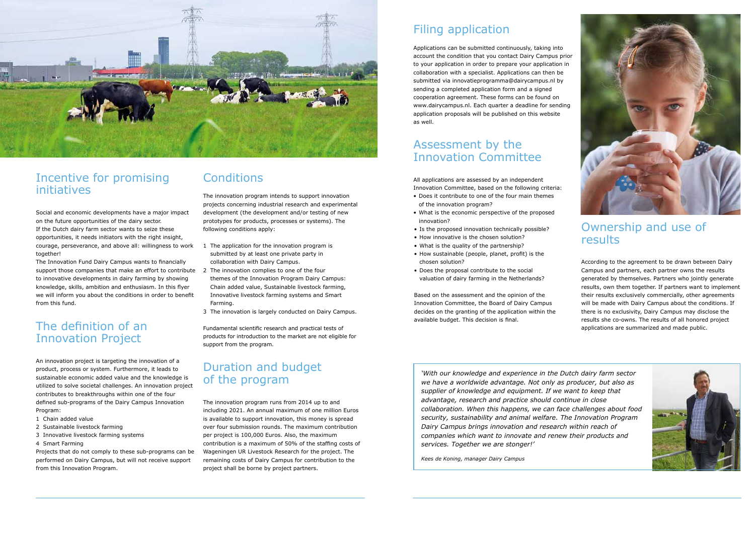## Incentive for promising initiatives

Social and economic developments have a major impact on the future opportunities of the dairy sector. If the Dutch dairy farm sector wants to seize these opportunities, it needs initiators with the right insight, courage, perseverance, and above all: willingness to work together!

The Innovation Fund Dairy Campus wants to financially support those companies that make an effort to contribute to innovative developments in dairy farming by showing knowledge, skills, ambition and enthusiasm. In this flyer we will inform you about the conditions in order to benefit from this fund.

## The definition of an Innovation Project

An innovation project is targeting the innovation of a product, process or system. Furthermore, it leads to sustainable economic added value and the knowledge is utilized to solve societal challenges. An innovation project contributes to breakthroughs within one of the four defined sub-programs of the Dairy Campus Innovation Program:

1. Chain added value
2. Sustainable livestock farming
3. Innovative livestock farming systems
4. Smart Farming

Projects that do not comply to these sub-programs can be performed on Dairy Campus, but will not receive support from this Innovation Program.

## Conditions

The innovation program intends to support innovation projects concerning industrial research and experimental development (the development and/or testing of new prototypes for products, processes or systems). The following conditions apply:

1. The application for the innovation program is submitted by at least one private party in collaboration with Dairy Campus.
2. The innovation complies to one of the four themes of the Innovation Program Dairy Campus: Chain added value, Sustainable livestock farming, Innovative livestock farming systems and Smart Farming.
3. The innovation is largely conducted on Dairy Campus.

Fundamental scientific research and practical tests of products for introduction to the market are not eligible for support from the program.

## Duration and budget of the program

The innovation program runs from 2014 up to and including 2021. An annual maximum of one million Euros is available to support innovation, this money is spread over four submission rounds. The maximum contribution per project is 100,000 Euros. Also, the maximum contribution is a maximum of 50% of the staffing costs of Wageningen UR Livestock Research for the project. The remaining costs of Dairy Campus for contribution to the project shall be borne by project partners.

## Filing application

Applications can be submitted continuously, taking into account the condition that you contact Dairy Campus prior to your application in order to prepare your application in collaboration with a specialist. Applications can then be submitted via innovatieprogramma@dairycampus.nl by sending a completed application form and a signed cooperation agreement. These forms can be found on www.dairycampus.nl. Each quarter a deadline for sending application proposals will be published on this website as well.

## Assessment by the Innovation Committee

All applications are assessed by an independent Innovation Committee, based on the following criteria:

- Does it contribute to one of the four main themes of the innovation program?
- What is the economic perspective of the proposed innovation?
- Is the proposed innovation technically possible?
- How innovative is the chosen solution?
- What is the quality of the partnership?
- How sustainable (people, planet, profit) is the chosen solution?
- Does the proposal contribute to the social valuation of dairy farming in the Netherlands?

Based on the assessment and the opinion of the Innovation Committee, the Board of Dairy Campus decides on the granting of the application within the available budget. This decision is final.

## Ownership and use of results

According to the agreement to be drawn between Dairy Campus and partners, each partner owns the results generated by themselves. Partners who jointly generate results, own them together. If partners want to implement their results exclusively commercially, other agreements will be made with Dairy Campus about the conditions. If there is no exclusivity, Dairy Campus may disclose the results she co-owns. The results of all honored project applications are summarized and made public.

*'With our knowledge and experience in the Dutch dairy farm sector we have a worldwide advantage. Not only as producer, but also as supplier of knowledge and equipment. If we want to keep that advantage, research and practice should continue in close collaboration. When this happens, we can face challenges about food security, sustainability and animal welfare. The Innovation Program Dairy Campus brings innovation and research within reach of companies which want to innovate and renew their products and services. Together we are stonger!'*

*Kees de Koning, manager Dairy Campus*